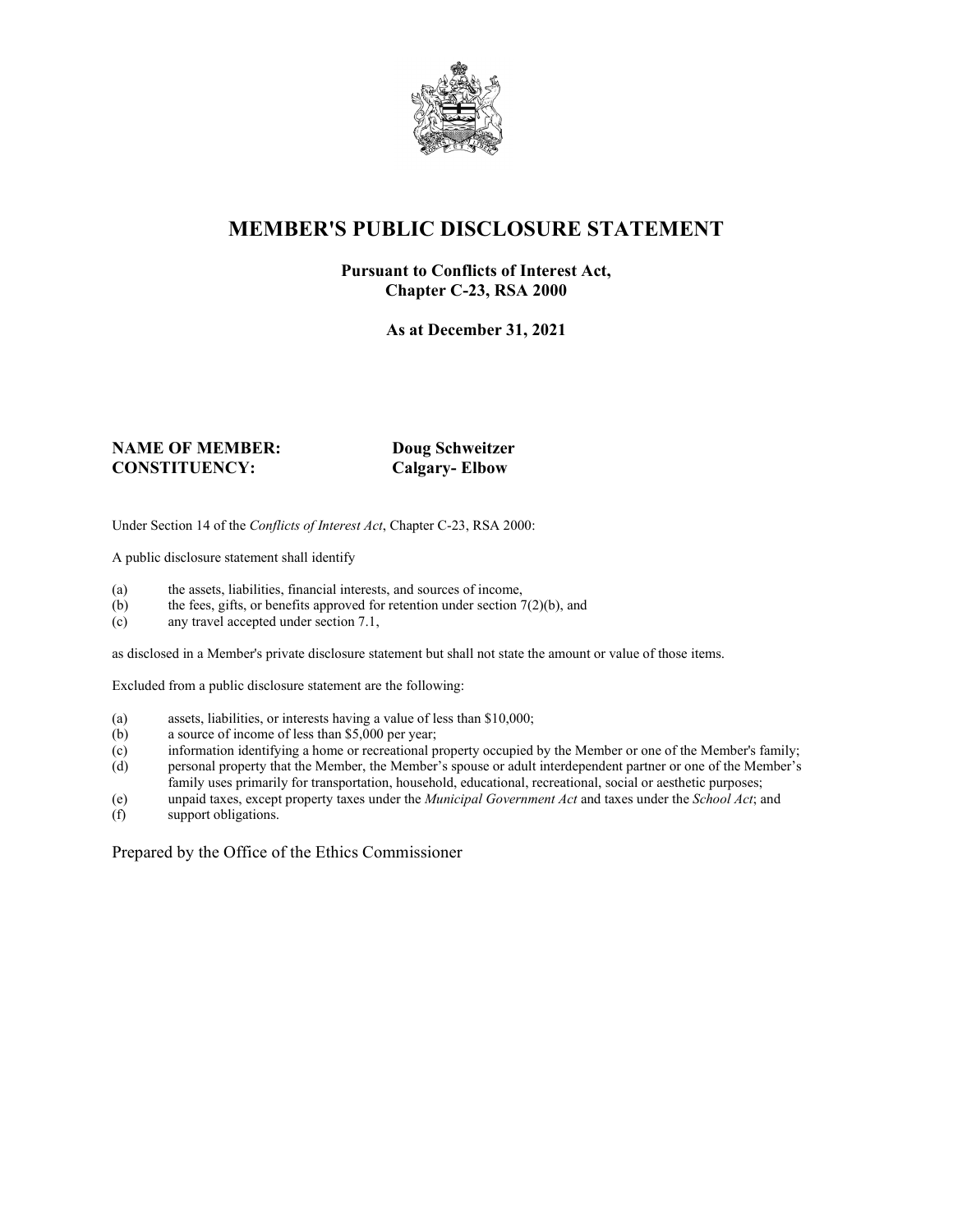# MEMBER'S PUBLIC DISCLOSURE STATEMENT

**Pursuant to Conflicts of Interest Act, Chapter C-23, RSA 2000**

**As at December 31, 2021**

**NAME OF MEMBER:** **Doug Schweitzer**
**CONSTITUENCY:** **Calgary- Elbow**

Under Section 14 of the *Conflicts of Interest Act*, Chapter C-23, RSA 2000:

A public disclosure statement shall identify

(a) the assets, liabilities, financial interests, and sources of income,
(b) the fees, gifts, or benefits approved for retention under section 7(2)(b), and
(c) any travel accepted under section 7.1,

as disclosed in a Member's private disclosure statement but shall not state the amount or value of those items.

Excluded from a public disclosure statement are the following:

(a) assets, liabilities, or interests having a value of less than $10,000;
(b) a source of income of less than $5,000 per year;
(c) information identifying a home or recreational property occupied by the Member or one of the Member's family;
(d) personal property that the Member, the Member's spouse or adult interdependent partner or one of the Member's family uses primarily for transportation, household, educational, recreational, social or aesthetic purposes;
(e) unpaid taxes, except property taxes under the *Municipal Government Act* and taxes under the *School Act*; and
(f) support obligations.

Prepared by the Office of the Ethics Commissioner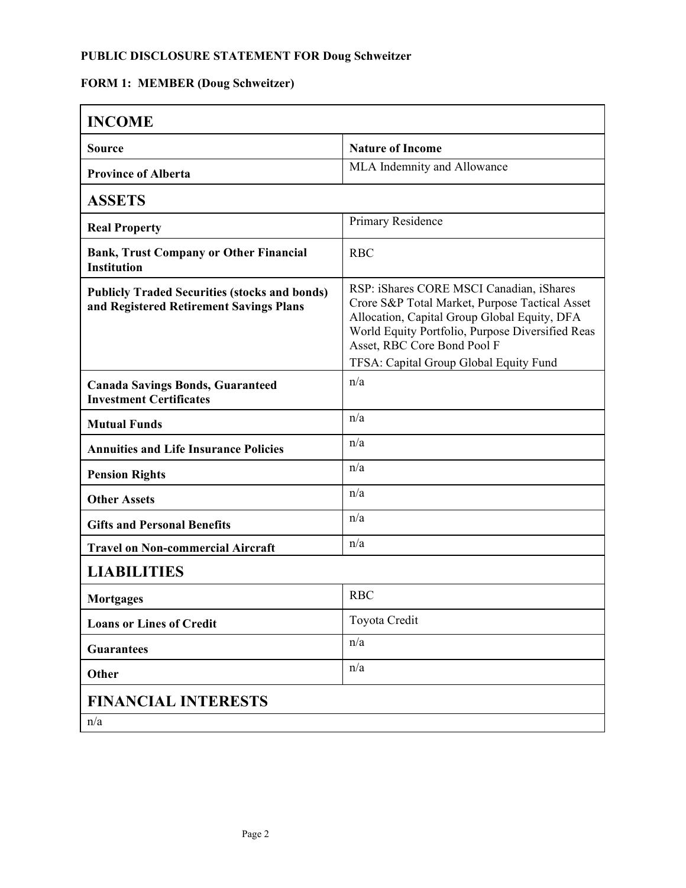**PUBLIC DISCLOSURE STATEMENT FOR Doug Schweitzer**

**FORM 1: MEMBER (Doug Schweitzer)**

| **INCOME** | |
|---|---|
| **Source** | **Nature of Income** |
| **Province of Alberta** | MLA Indemnity and Allowance |
| **ASSETS** | |
| **Real Property** | Primary Residence |
| **Bank, Trust Company or Other Financial Institution** | RBC |
| **Publicly Traded Securities (stocks and bonds) and Registered Retirement Savings Plans** | RSP: iShares CORE MSCI Canadian, iShares Crore S&P Total Market, Purpose Tactical Asset Allocation, Capital Group Global Equity, DFA World Equity Portfolio, Purpose Diversified Reas Asset, RBC Core Bond Pool F<br>TFSA: Capital Group Global Equity Fund |
| **Canada Savings Bonds, Guaranteed Investment Certificates** | n/a |
| **Mutual Funds** | n/a |
| **Annuities and Life Insurance Policies** | n/a |
| **Pension Rights** | n/a |
| **Other Assets** | n/a |
| **Gifts and Personal Benefits** | n/a |
| **Travel on Non-commercial Aircraft** | n/a |
| **LIABILITIES** | |
| **Mortgages** | RBC |
| **Loans or Lines of Credit** | Toyota Credit |
| **Guarantees** | n/a |
| **Other** | n/a |
| **FINANCIAL INTERESTS** | |
| n/a | |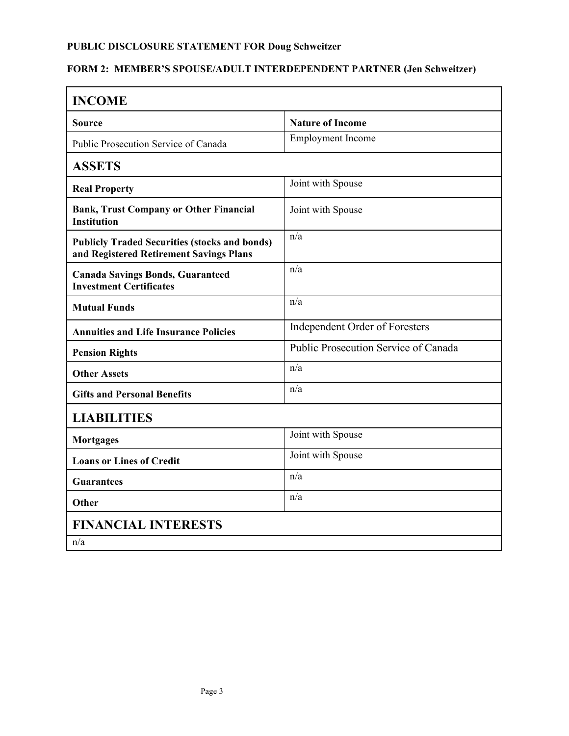**PUBLIC DISCLOSURE STATEMENT FOR Doug Schweitzer**

**FORM 2: MEMBER'S SPOUSE/ADULT INTERDEPENDENT PARTNER (Jen Schweitzer)**

| **INCOME** | |
|---|---|
| **Source** | **Nature of Income** |
| Public Prosecution Service of Canada | Employment Income |
| **ASSETS** | |
| **Real Property** | Joint with Spouse |
| **Bank, Trust Company or Other Financial Institution** | Joint with Spouse |
| **Publicly Traded Securities (stocks and bonds) and Registered Retirement Savings Plans** | n/a |
| **Canada Savings Bonds, Guaranteed Investment Certificates** | n/a |
| **Mutual Funds** | n/a |
| **Annuities and Life Insurance Policies** | Independent Order of Foresters |
| **Pension Rights** | Public Prosecution Service of Canada |
| **Other Assets** | n/a |
| **Gifts and Personal Benefits** | n/a |
| **LIABILITIES** | |
| **Mortgages** | Joint with Spouse |
| **Loans or Lines of Credit** | Joint with Spouse |
| **Guarantees** | n/a |
| **Other** | n/a |
| **FINANCIAL INTERESTS** | |
| n/a | |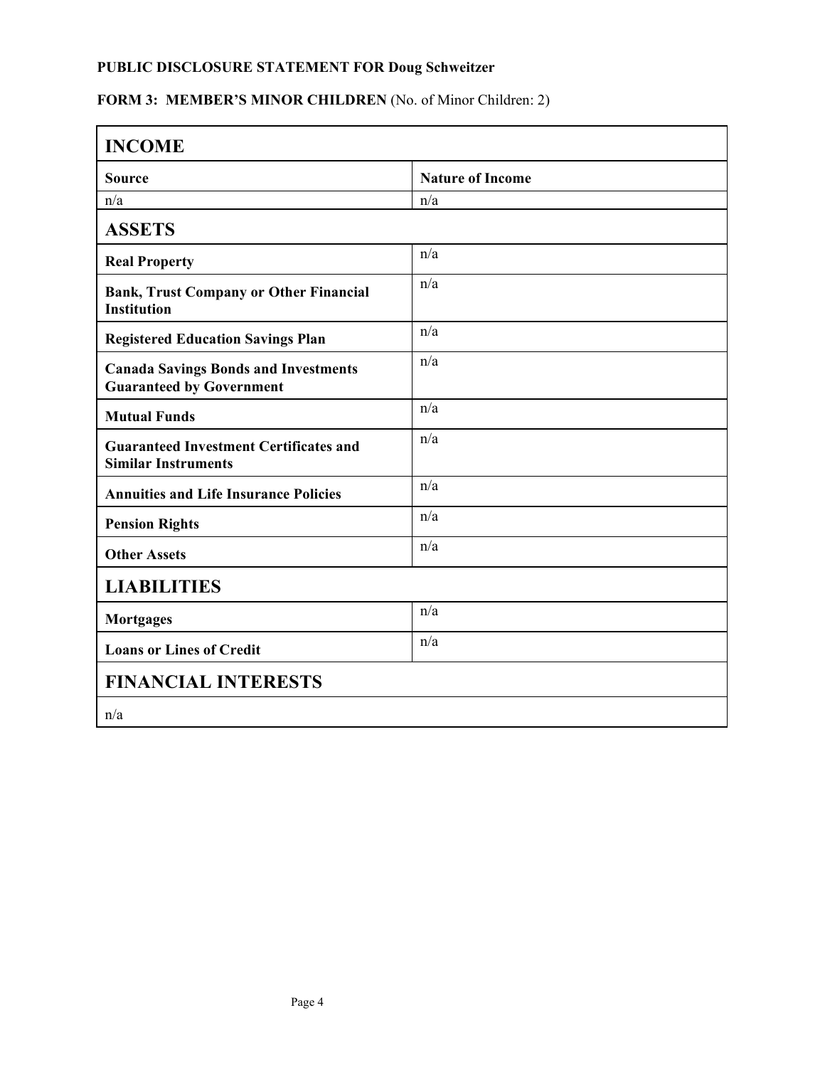**PUBLIC DISCLOSURE STATEMENT FOR Doug Schweitzer**

**FORM 3: MEMBER'S MINOR CHILDREN** (No. of Minor Children: 2)

| **INCOME** | |
|---|---|
| **Source** | **Nature of Income** |
| n/a | n/a |
| **ASSETS** | |
| **Real Property** | n/a |
| **Bank, Trust Company or Other Financial Institution** | n/a |
| **Registered Education Savings Plan** | n/a |
| **Canada Savings Bonds and Investments Guaranteed by Government** | n/a |
| **Mutual Funds** | n/a |
| **Guaranteed Investment Certificates and Similar Instruments** | n/a |
| **Annuities and Life Insurance Policies** | n/a |
| **Pension Rights** | n/a |
| **Other Assets** | n/a |
| **LIABILITIES** | |
| **Mortgages** | n/a |
| **Loans or Lines of Credit** | n/a |
| **FINANCIAL INTERESTS** | |
| n/a | |